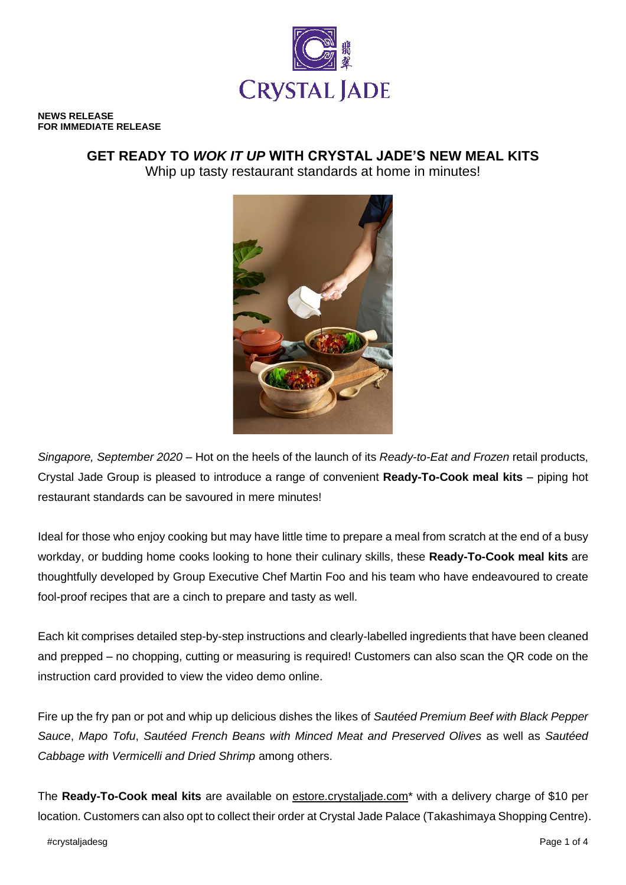**NEWS RELEASE**
**FOR IMMEDIATE RELEASE**

# GET READY TO *WOK IT UP* WITH CRYSTAL JADE'S NEW MEAL KITS

Whip up tasty restaurant standards at home in minutes!

*Singapore, September 2020* – Hot on the heels of the launch of its *Ready-to-Eat and Frozen* retail products, Crystal Jade Group is pleased to introduce a range of convenient **Ready-To-Cook meal kits** – piping hot restaurant standards can be savoured in mere minutes!

Ideal for those who enjoy cooking but may have little time to prepare a meal from scratch at the end of a busy workday, or budding home cooks looking to hone their culinary skills, these **Ready-To-Cook meal kits** are thoughtfully developed by Group Executive Chef Martin Foo and his team who have endeavoured to create fool-proof recipes that are a cinch to prepare and tasty as well.

Each kit comprises detailed step-by-step instructions and clearly-labelled ingredients that have been cleaned and prepped – no chopping, cutting or measuring is required! Customers can also scan the QR code on the instruction card provided to view the video demo online.

Fire up the fry pan or pot and whip up delicious dishes the likes of *Sautéed Premium Beef with Black Pepper Sauce*, *Mapo Tofu*, *Sautéed French Beans with Minced Meat and Preserved Olives* as well as *Sautéed Cabbage with Vermicelli and Dried Shrimp* among others.

The **Ready-To-Cook meal kits** are available on estore.crystaljade.com* with a delivery charge of $10 per location. Customers can also opt to collect their order at Crystal Jade Palace (Takashimaya Shopping Centre).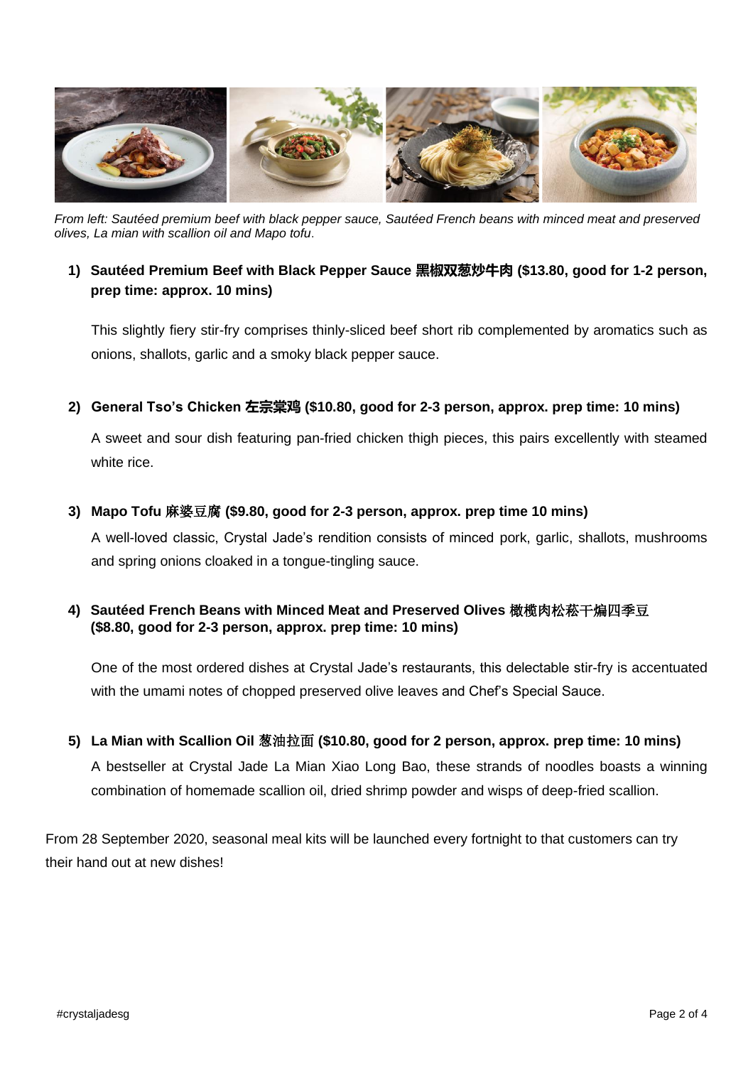*From left: Sautéed premium beef with black pepper sauce, Sautéed French beans with minced meat and preserved olives, La mian with scallion oil and Mapo tofu*.

1) **Sautéed Premium Beef with Black Pepper Sauce 黑椒双葱炒牛肉 ($13.80, good for 1-2 person, prep time: approx. 10 mins)**

   This slightly fiery stir-fry comprises thinly-sliced beef short rib complemented by aromatics such as onions, shallots, garlic and a smoky black pepper sauce.

2) **General Tso's Chicken 左宗棠鸡 ($10.80, good for 2-3 person, approx. prep time: 10 mins)**

   A sweet and sour dish featuring pan-fried chicken thigh pieces, this pairs excellently with steamed white rice.

3) **Mapo Tofu 麻婆豆腐 ($9.80, good for 2-3 person, approx. prep time 10 mins)**

   A well-loved classic, Crystal Jade's rendition consists of minced pork, garlic, shallots, mushrooms and spring onions cloaked in a tongue-tingling sauce.

4) **Sautéed French Beans with Minced Meat and Preserved Olives 橄榄肉松菘干煸四季豆 ($8.80, good for 2-3 person, approx. prep time: 10 mins)**

   One of the most ordered dishes at Crystal Jade's restaurants, this delectable stir-fry is accentuated with the umami notes of chopped preserved olive leaves and Chef's Special Sauce.

5) **La Mian with Scallion Oil 葱油拉面 ($10.80, good for 2 person, approx. prep time: 10 mins)**

   A bestseller at Crystal Jade La Mian Xiao Long Bao, these strands of noodles boasts a winning combination of homemade scallion oil, dried shrimp powder and wisps of deep-fried scallion.

From 28 September 2020, seasonal meal kits will be launched every fortnight to that customers can try their hand out at new dishes!

#crystaljadesg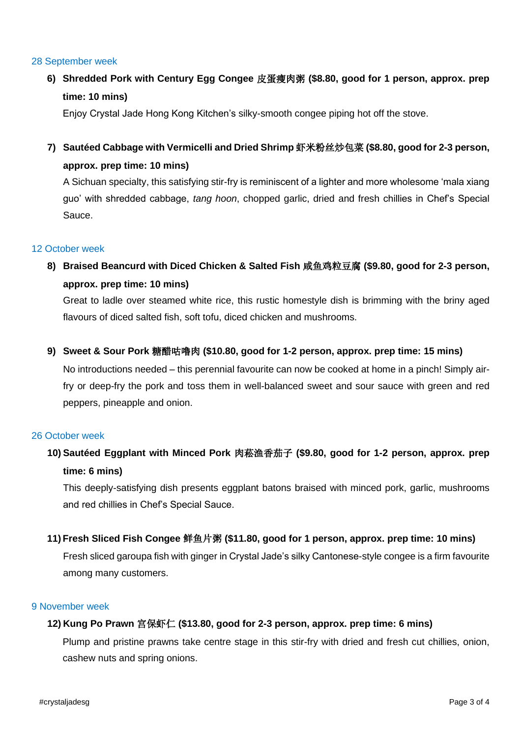28 September week

6) **Shredded Pork with Century Egg Congee 皮蛋瘦肉粥 ($8.80, good for 1 person, approx. prep time: 10 mins)**
   Enjoy Crystal Jade Hong Kong Kitchen's silky-smooth congee piping hot off the stove.

7) **Sautéed Cabbage with Vermicelli and Dried Shrimp 虾米粉丝炒包菜 ($8.80, good for 2-3 person, approx. prep time: 10 mins)**
   A Sichuan specialty, this satisfying stir-fry is reminiscent of a lighter and more wholesome 'mala xiang guo' with shredded cabbage, *tang hoon*, chopped garlic, dried and fresh chillies in Chef's Special Sauce.

12 October week

8) **Braised Beancurd with Diced Chicken & Salted Fish 咸鱼鸡粒豆腐 ($9.80, good for 2-3 person, approx. prep time: 10 mins)**
   Great to ladle over steamed white rice, this rustic homestyle dish is brimming with the briny aged flavours of diced salted fish, soft tofu, diced chicken and mushrooms.

9) **Sweet & Sour Pork 糖醋咕噜肉 ($10.80, good for 1-2 person, approx. prep time: 15 mins)**
   No introductions needed – this perennial favourite can now be cooked at home in a pinch! Simply air-fry or deep-fry the pork and toss them in well-balanced sweet and sour sauce with green and red peppers, pineapple and onion.

26 October week

10) **Sautéed Eggplant with Minced Pork 肉菘渔香茄子 ($9.80, good for 1-2 person, approx. prep time: 6 mins)**
    This deeply-satisfying dish presents eggplant batons braised with minced pork, garlic, mushrooms and red chillies in Chef's Special Sauce.

11) **Fresh Sliced Fish Congee 鲜鱼片粥 ($11.80, good for 1 person, approx. prep time: 10 mins)**
    Fresh sliced garoupa fish with ginger in Crystal Jade's silky Cantonese-style congee is a firm favourite among many customers.

9 November week

12) **Kung Po Prawn 宫保虾仁 ($13.80, good for 2-3 person, approx. prep time: 6 mins)**
    Plump and pristine prawns take centre stage in this stir-fry with dried and fresh cut chillies, onion, cashew nuts and spring onions.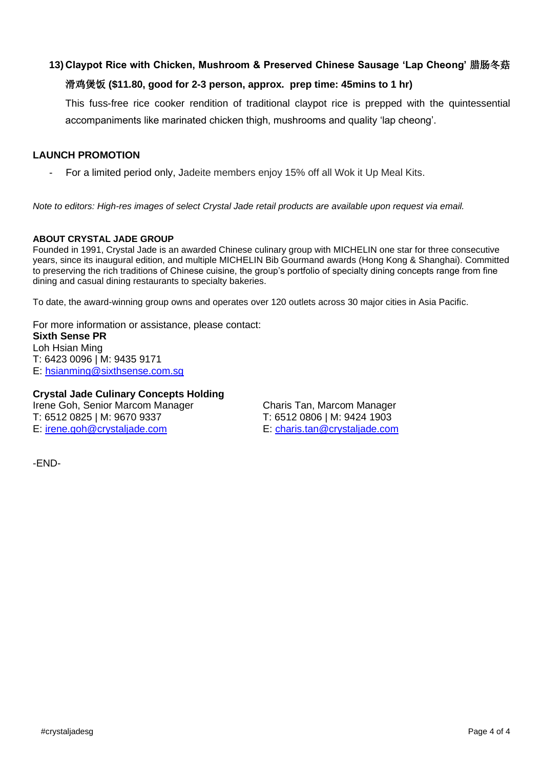**13) Claypot Rice with Chicken, Mushroom & Preserved Chinese Sausage 'Lap Cheong' 腊肠冬菇滑鸡煲饭 ($11.80, good for 2-3 person, approx. prep time: 45mins to 1 hr)**

This fuss-free rice cooker rendition of traditional claypot rice is prepped with the quintessential accompaniments like marinated chicken thigh, mushrooms and quality 'lap cheong'.

**LAUNCH PROMOTION**

- For a limited period only, Jadeite members enjoy 15% off all Wok it Up Meal Kits.

*Note to editors: High-res images of select Crystal Jade retail products are available upon request via email.*

**ABOUT CRYSTAL JADE GROUP**

Founded in 1991, Crystal Jade is an awarded Chinese culinary group with MICHELIN one star for three consecutive years, since its inaugural edition, and multiple MICHELIN Bib Gourmand awards (Hong Kong & Shanghai). Committed to preserving the rich traditions of Chinese cuisine, the group's portfolio of specialty dining concepts range from fine dining and casual dining restaurants to specialty bakeries.

To date, the award-winning group owns and operates over 120 outlets across 30 major cities in Asia Pacific.

For more information or assistance, please contact:
**Sixth Sense PR**
Loh Hsian Ming
T: 6423 0096 | M: 9435 9171
E: hsianming@sixthsense.com.sg

**Crystal Jade Culinary Concepts Holding**

Irene Goh, Senior Marcom Manager
T: 6512 0825 | M: 9670 9337
E: irene.goh@crystaljade.com

Charis Tan, Marcom Manager
T: 6512 0806 | M: 9424 1903
E: charis.tan@crystaljade.com

-END-